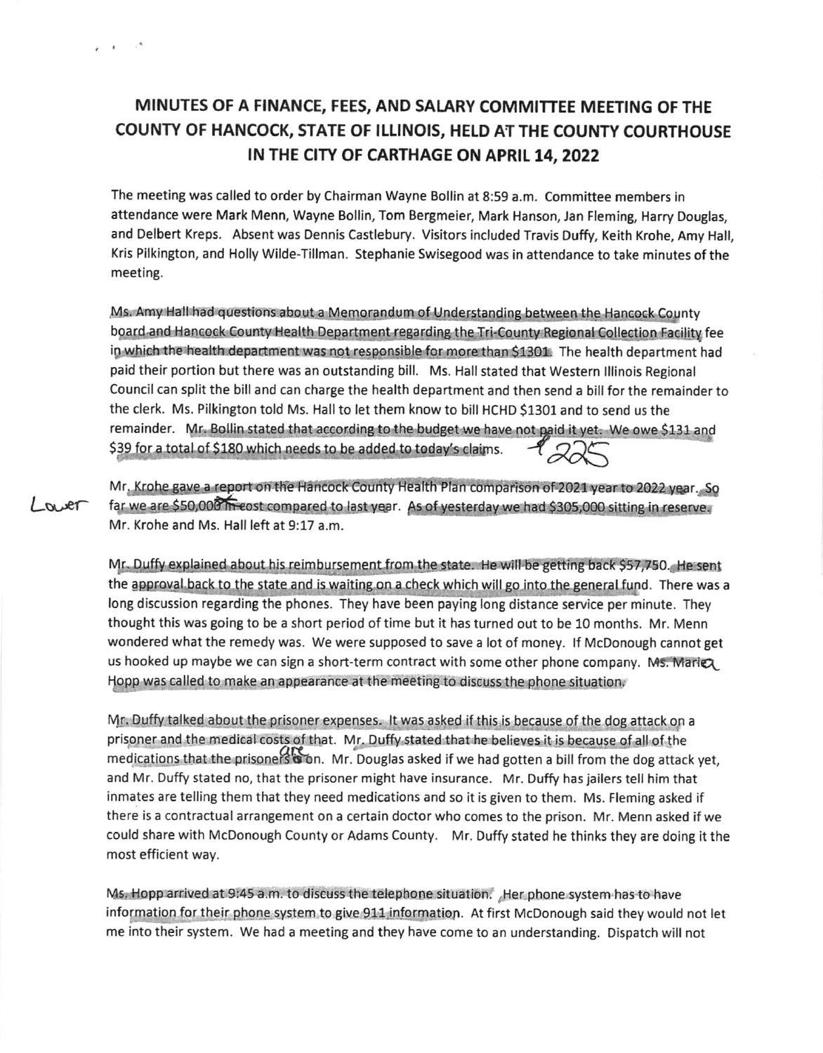# MINUTES OF A FINANCE, FEES, AND SALARY COMMITTEE MEETING OF THE COUNTY OF HANCOCK, STATE OF ILLINOIS, HELD AT THE COUNTY COURTHOUSE IN THE CITY OF CARTHAGE ON APRIL 14, 2022

The meeting was called to order by Chairman Wayne Bollin at 8:59 a.m. Committee members in attendance were Mark Menn, Wayne Bollin, Tom Bergmeier, Mark Hanson, Jan Fleming, Harry Douglas, and Delbert Kreps. Absent was Dennis Castlebury. Visitors included Travis Duffy, Keith Krohe, Amy Hall, Kris Pilkington, and Holly Wilde-Tillman. Stephanie Swisegood was in attendance to take minutes of the meeting.

Ms. Amy Hall had questions about a Memorandum of Understanding between the Hancock County board and Hancock County Health Department regarding the Tri-County Regional Collection Facility fee in which the health department was not responsible for more than $1301. The health department had paid their portion but there was an outstanding bill. Ms. Hall stated that Western Illinois Regional Council can split the bill and can charge the health department and then send a bill for the remainder to the clerk. Ms. Pilkington told Ms. Hall to let them know to bill HCHD $1301 and to send us the remainder. Mr. Bollin stated that according to the budget we have not paid it yet. We owe $131 and $39 for a total of $180 which needs to be added to today's claims. $225

Mr. Krohe gave a report on the Hancock County Health Plan comparison of 2021 year to 2022 year. So far we are $50,000 ~~in~~ Lower cost compared to last year. As of yesterday we had $305,000 sitting in reserve. Mr. Krohe and Ms. Hall left at 9:17 a.m.

Mr. Duffy explained about his reimbursement from the state. He will be getting back $57,750. He sent the approval back to the state and is waiting on a check which will go into the general fund. There was a long discussion regarding the phones. They have been paying long distance service per minute. They thought this was going to be a short period of time but it has turned out to be 10 months. Mr. Menn wondered what the remedy was. We were supposed to save a lot of money. If McDonough cannot get us hooked up maybe we can sign a short-term contract with some other phone company. Ms. Marie Hopp was called to make an appearance at the meeting to discuss the phone situation.

Mr. Duffy talked about the prisoner expenses. It was asked if this is because of the dog attack on a prisoner and the medical costs of that. Mr. Duffy stated that he believes it is because of all of the medications that the prisoners ~~is~~ are on. Mr. Douglas asked if we had gotten a bill from the dog attack yet, and Mr. Duffy stated no, that the prisoner might have insurance. Mr. Duffy has jailers tell him that inmates are telling them that they need medications and so it is given to them. Ms. Fleming asked if there is a contractual arrangement on a certain doctor who comes to the prison. Mr. Menn asked if we could share with McDonough County or Adams County. Mr. Duffy stated he thinks they are doing it the most efficient way.

Ms. Hopp arrived at 9:45 a.m. to discuss the telephone situation. Her phone system has to have information for their phone system to give 911 information. At first McDonough said they would not let me into their system. We had a meeting and they have come to an understanding. Dispatch will not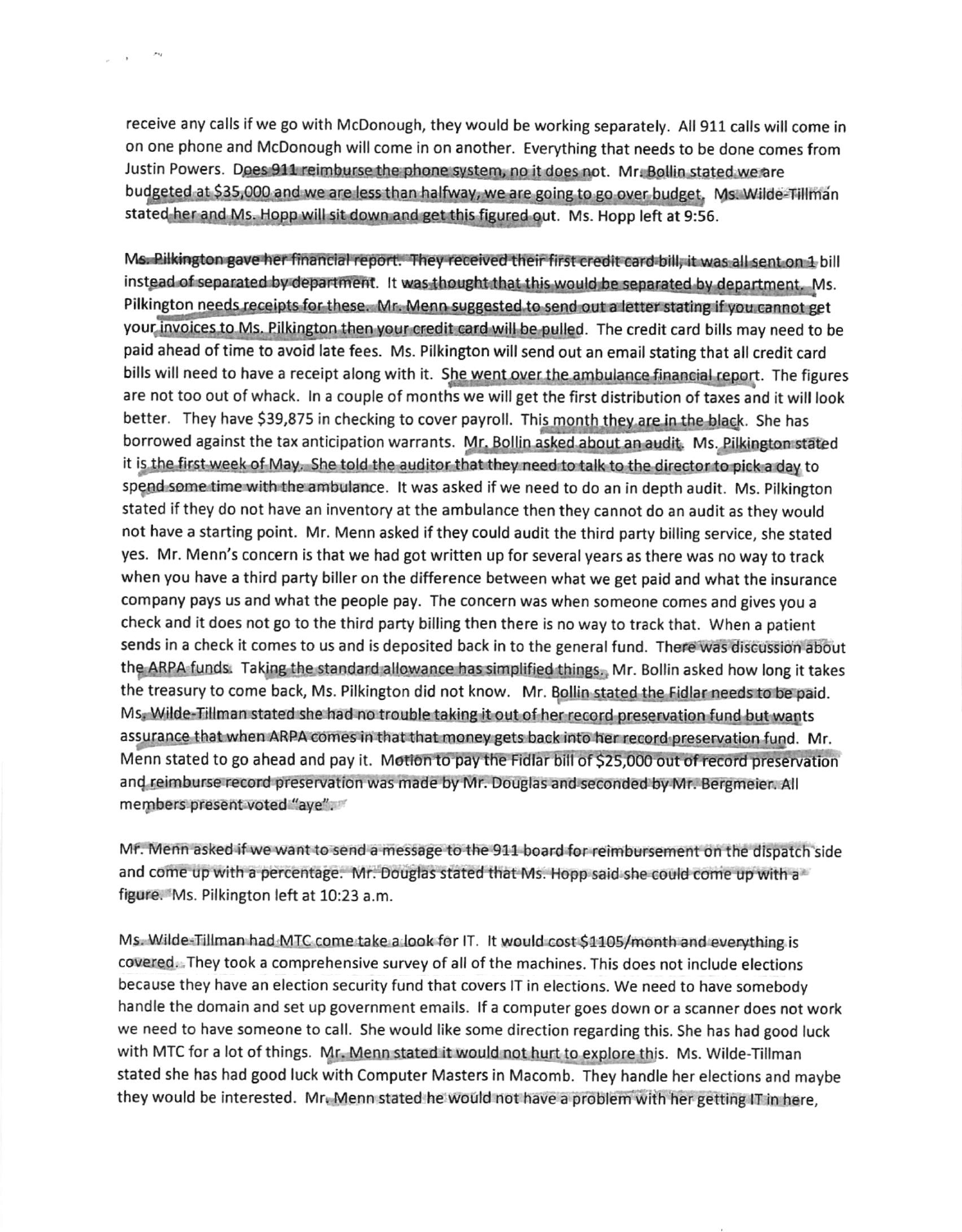receive any calls if we go with McDonough, they would be working separately. All 911 calls will come in on one phone and McDonough will come in on another. Everything that needs to be done comes from Justin Powers. Does 911 reimburse the phone system, no it does not. Mr. Bollin stated we are budgeted at $35,000 and we are less than halfway, we are going to go over budget. Ms. Wilde-Tillman stated her and Ms. Hopp will sit down and get this figured out. Ms. Hopp left at 9:56.

Ms. Pilkington gave her financial report. They received their first credit card bill, it was all sent on 1 bill instead of separated by department. It was thought that this would be separated by department. Ms. Pilkington needs receipts for these. Mr. Menn suggested to send out a letter stating if you cannot get your invoices to Ms. Pilkington then your credit card will be pulled. The credit card bills may need to be paid ahead of time to avoid late fees. Ms. Pilkington will send out an email stating that all credit card bills will need to have a receipt along with it. She went over the ambulance financial report. The figures are not too out of whack. In a couple of months we will get the first distribution of taxes and it will look better. They have $39,875 in checking to cover payroll. This month they are in the black. She has borrowed against the tax anticipation warrants. Mr. Bollin asked about an audit. Ms. Pilkington stated it is the first week of May. She told the auditor that they need to talk to the director to pick a day to spend some time with the ambulance. It was asked if we need to do an in depth audit. Ms. Pilkington stated if they do not have an inventory at the ambulance then they cannot do an audit as they would not have a starting point. Mr. Menn asked if they could audit the third party billing service, she stated yes. Mr. Menn's concern is that we had got written up for several years as there was no way to track when you have a third party biller on the difference between what we get paid and what the insurance company pays us and what the people pay. The concern was when someone comes and gives you a check and it does not go to the third party billing then there is no way to track that. When a patient sends in a check it comes to us and is deposited back in to the general fund. There was discussion about the ARPA funds. Taking the standard allowance has simplified things. Mr. Bollin asked how long it takes the treasury to come back, Ms. Pilkington did not know. Mr. Bollin stated the Fidlar needs to be paid. Ms. Wilde-Tillman stated she had no trouble taking it out of her record preservation fund but wants assurance that when ARPA comes in that that money gets back into her record preservation fund. Mr. Menn stated to go ahead and pay it. Motion to pay the Fidlar bill of $25,000 out of record preservation and reimburse record preservation was made by Mr. Douglas and seconded by Mr. Bergmeier. All members present voted "aye".

Mr. Menn asked if we want to send a message to the 911 board for reimbursement on the dispatch side and come up with a percentage. Mr. Douglas stated that Ms. Hopp said she could come up with a figure. Ms. Pilkington left at 10:23 a.m.

Ms. Wilde-Tillman had MTC come take a look for IT. It would cost $1105/month and everything is covered. They took a comprehensive survey of all of the machines. This does not include elections because they have an election security fund that covers IT in elections. We need to have somebody handle the domain and set up government emails. If a computer goes down or a scanner does not work we need to have someone to call. She would like some direction regarding this. She has had good luck with MTC for a lot of things. Mr. Menn stated it would not hurt to explore this. Ms. Wilde-Tillman stated she has had good luck with Computer Masters in Macomb. They handle her elections and maybe they would be interested. Mr. Menn stated he would not have a problem with her getting IT in here,